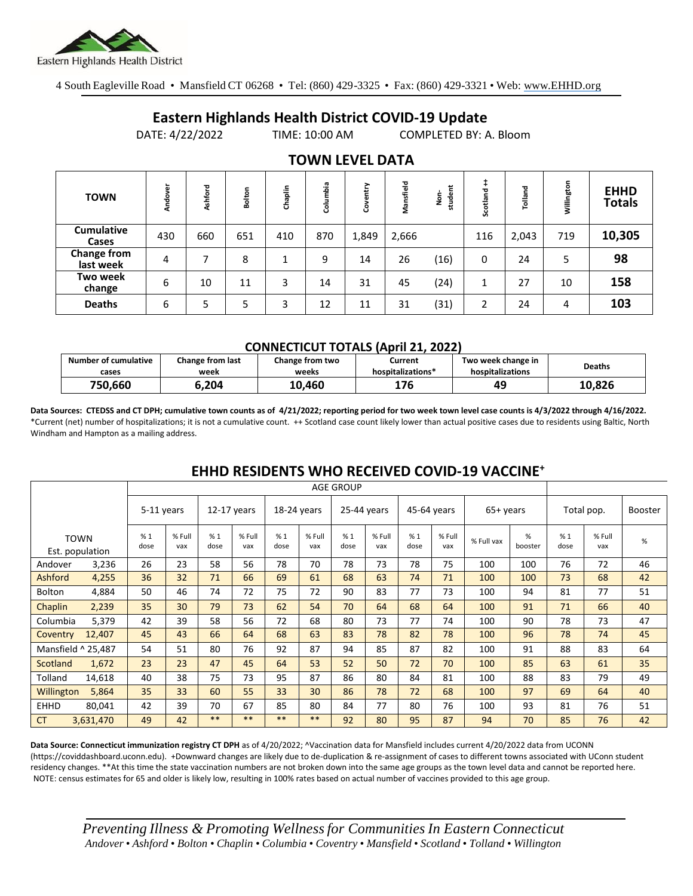Eastern Highlands Health District

4 South Eagleville Road • Mansfield CT 06268 • Tel: (860) 429-3325 • Fax: (860) 429-3321 • Web: www.EHHD.org

# Eastern Highlands Health District COVID-19 Update

DATE: 4/22/2022 TIME: 10:00 AM COMPLETED BY: A. Bloom

## TOWN LEVEL DATA

| TOWN | Andover | Ashford | Bolton | Chaplin | Columbia | Coventry | Mansfield | Non-student | Scotland ++ | Tolland | Willington | EHHD Totals |
|---|---|---|---|---|---|---|---|---|---|---|---|---|
| Cumulative Cases | 430 | 660 | 651 | 410 | 870 | 1,849 | 2,666 | | 116 | 2,043 | 719 | **10,305** |
| Change from last week | 4 | 7 | 8 | 1 | 9 | 14 | 26 | (16) | 0 | 24 | 5 | **98** |
| Two week change | 6 | 10 | 11 | 3 | 14 | 31 | 45 | (24) | 1 | 27 | 10 | **158** |
| Deaths | 6 | 5 | 5 | 3 | 12 | 11 | 31 | (31) | 2 | 24 | 4 | **103** |

### CONNECTICUT TOTALS (April 21, 2022)

| Number of cumulative cases | Change from last week | Change from two weeks | Current hospitalizations* | Two week change in hospitalizations | Deaths |
|---|---|---|---|---|---|
| **750,660** | **6,204** | **10,460** | **176** | **49** | **10,826** |

**Data Sources: CTEDSS and CT DPH; cumulative town counts as of 4/21/2022; reporting period for two week town level case counts is 4/3/2022 through 4/16/2022.** *Current (net) number of hospitalizations; it is not a cumulative count. ++ Scotland case count likely lower than actual positive cases due to residents using Baltic, North Windham and Hampton as a mailing address.

## EHHD RESIDENTS WHO RECEIVED COVID-19 VACCINE+

| TOWN Est. population | | 5-11 years | | 12-17 years | | 18-24 years | | 25-44 years | | 45-64 years | | 65+ years | | Total pop. | | Booster |
|---|---|---|---|---|---|---|---|---|---|---|---|---|---|---|---|---|
| | | % 1 dose | % Full vax | % 1 dose | % Full vax | % 1 dose | % Full vax | % 1 dose | % Full vax | % 1 dose | % Full vax | % Full vax | % booster | % 1 dose | % Full vax | % |
| Andover | 3,236 | 26 | 23 | 58 | 56 | 78 | 70 | 78 | 73 | 78 | 75 | 100 | 100 | 76 | 72 | 46 |
| Ashford | 4,255 | 36 | 32 | 71 | 66 | 69 | 61 | 68 | 63 | 74 | 71 | 100 | 100 | 73 | 68 | 42 |
| Bolton | 4,884 | 50 | 46 | 74 | 72 | 75 | 72 | 90 | 83 | 77 | 73 | 100 | 94 | 81 | 77 | 51 |
| Chaplin | 2,239 | 35 | 30 | 79 | 73 | 62 | 54 | 70 | 64 | 68 | 64 | 100 | 91 | 71 | 66 | 40 |
| Columbia | 5,379 | 42 | 39 | 58 | 56 | 72 | 68 | 80 | 73 | 77 | 74 | 100 | 90 | 78 | 73 | 47 |
| Coventry | 12,407 | 45 | 43 | 66 | 64 | 68 | 63 | 83 | 78 | 82 | 78 | 100 | 96 | 78 | 74 | 45 |
| Mansfield ^ | 25,487 | 54 | 51 | 80 | 76 | 92 | 87 | 94 | 85 | 87 | 82 | 100 | 91 | 88 | 83 | 64 |
| Scotland | 1,672 | 23 | 23 | 47 | 45 | 64 | 53 | 52 | 50 | 72 | 70 | 100 | 85 | 63 | 61 | 35 |
| Tolland | 14,618 | 40 | 38 | 75 | 73 | 95 | 87 | 86 | 80 | 84 | 81 | 100 | 88 | 83 | 79 | 49 |
| Willington | 5,864 | 35 | 33 | 60 | 55 | 33 | 30 | 86 | 78 | 72 | 68 | 100 | 97 | 69 | 64 | 40 |
| EHHD | 80,041 | 42 | 39 | 70 | 67 | 85 | 80 | 84 | 77 | 80 | 76 | 100 | 93 | 81 | 76 | 51 |
| CT | 3,631,470 | 49 | 42 | ** | ** | ** | ** | 92 | 80 | 95 | 87 | 94 | 70 | 85 | 76 | 42 |

**Data Source: Connecticut immunization registry CT DPH** as of 4/20/2022; ^Vaccination data for Mansfield includes current 4/20/2022 data from UCONN (https://coviddashboard.uconn.edu). +Downward changes are likely due to de-duplication & re-assignment of cases to different towns associated with UConn student residency changes. **At this time the state vaccination numbers are not broken down into the same age groups as the town level data and cannot be reported here. NOTE: census estimates for 65 and older is likely low, resulting in 100% rates based on actual number of vaccines provided to this age group.

*Preventing Illness & Promoting Wellness for Communities In Eastern Connecticut*
*Andover • Ashford • Bolton • Chaplin • Columbia • Coventry • Mansfield • Scotland • Tolland • Willington*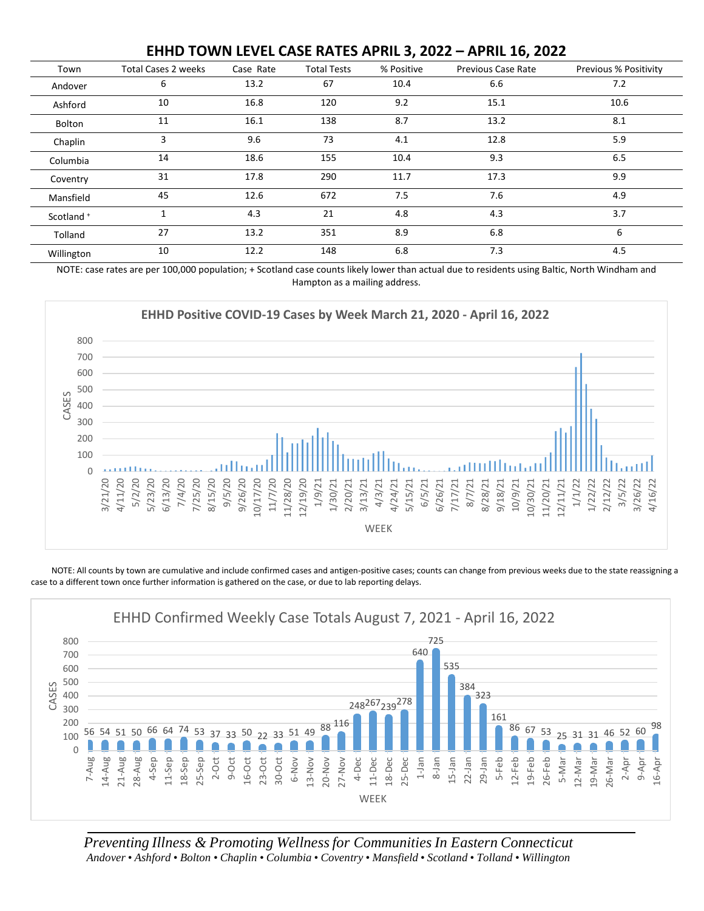# EHHD TOWN LEVEL CASE RATES APRIL 3, 2022 – APRIL 16, 2022

| Town | Total Cases 2 weeks | Case Rate | Total Tests | % Positive | Previous Case Rate | Previous % Positivity |
|---|---|---|---|---|---|---|
| Andover | 6 | 13.2 | 67 | 10.4 | 6.6 | 7.2 |
| Ashford | 10 | 16.8 | 120 | 9.2 | 15.1 | 10.6 |
| Bolton | 11 | 16.1 | 138 | 8.7 | 13.2 | 8.1 |
| Chaplin | 3 | 9.6 | 73 | 4.1 | 12.8 | 5.9 |
| Columbia | 14 | 18.6 | 155 | 10.4 | 9.3 | 6.5 |
| Coventry | 31 | 17.8 | 290 | 11.7 | 17.3 | 9.9 |
| Mansfield | 45 | 12.6 | 672 | 7.5 | 7.6 | 4.9 |
| Scotland + | 1 | 4.3 | 21 | 4.8 | 4.3 | 3.7 |
| Tolland | 27 | 13.2 | 351 | 8.9 | 6.8 | 6 |
| Willington | 10 | 12.2 | 148 | 6.8 | 7.3 | 4.5 |

NOTE: case rates are per 100,000 population; + Scotland case counts likely lower than actual due to residents using Baltic, North Windham and Hampton as a mailing address.

EHHD Positive COVID-19 Cases by Week March 21, 2020 - April 16, 2022

CASES

0
100
200
300
400
500
600
700
800

3/21/20 4/11/20 5/2/20 5/23/20 6/13/20 7/4/20 7/25/20 8/15/20 9/5/20 9/26/20 10/17/20 11/7/20 11/28/20 12/19/20 1/9/21 1/30/21 2/20/21 3/13/21 4/3/21 4/24/21 5/15/21 6/5/21 6/26/21 7/17/21 8/7/21 8/28/21 9/18/21 10/9/21 10/30/21 11/20/21 12/11/21 1/1/22 1/22/22 2/12/22 3/5/22 3/26/22 4/16/22

WEEK

NOTE: All counts by town are cumulative and include confirmed cases and antigen-positive cases; counts can change from previous weeks due to the state reassigning a case to a different town once further information is gathered on the case, or due to lab reporting delays.

EHHD Confirmed Weekly Case Totals August 7, 2021 - April 16, 2022

CASES

0
100
200
300
400
500
600
700
800

56 54 51 50 66 64 74 53 37 33 50 22 33 51 49 88 116 248 267 239 278 640 725 535 384 323 161 86 67 53 25 31 31 46 52 60 98

7-Aug 14-Aug 21-Aug 28-Aug 4-Sep 11-Sep 18-Sep 25-Sep 2-Oct 9-Oct 16-Oct 23-Oct 30-Oct 6-Nov 13-Nov 20-Nov 27-Nov 4-Dec 11-Dec 18-Dec 25-Dec 1-Jan 8-Jan 15-Jan 22-Jan 29-Jan 5-Feb 12-Feb 19-Feb 26-Feb 5-Mar 12-Mar 19-Mar 26-Mar 2-Apr 9-Apr 16-Apr

WEEK

*Preventing Illness & Promoting Wellness for Communities In Eastern Connecticut*

*Andover • Ashford • Bolton • Chaplin • Columbia • Coventry • Mansfield • Scotland • Tolland • Willington*